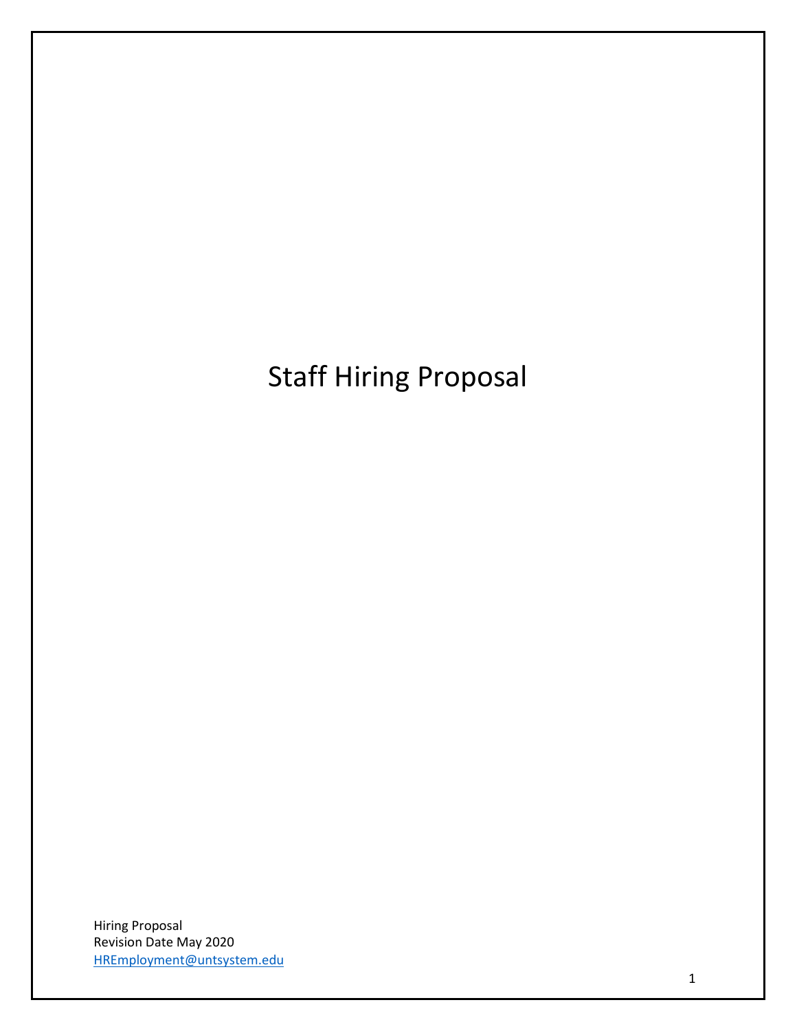# Staff Hiring Proposal

Hiring Proposal
Revision Date May 2020
HREmployment@untsystem.edu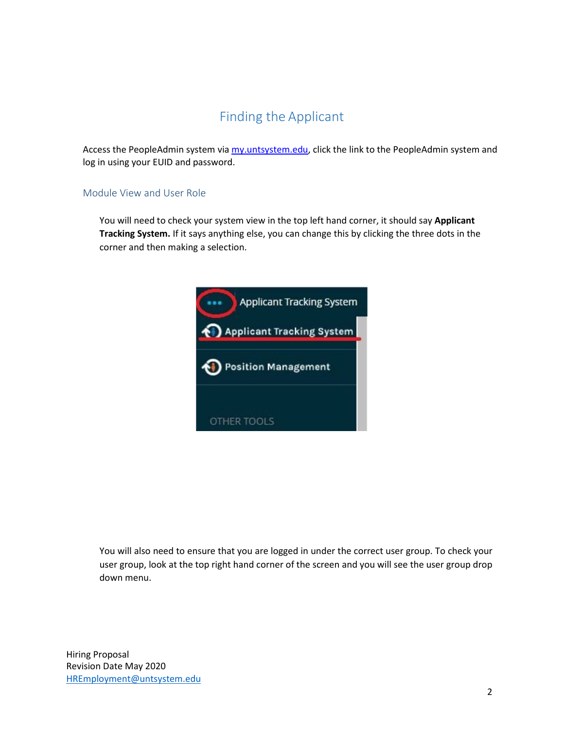# Finding the Applicant

Access the PeopleAdmin system via [my.untsystem.edu](my.untsystem.edu), click the link to the PeopleAdmin system and log in using your EUID and password.

## Module View and User Role

You will need to check your system view in the top left hand corner, it should say **Applicant Tracking System.** If it says anything else, you can change this by clicking the three dots in the corner and then making a selection.

You will also need to ensure that you are logged under the correct user group. To check your user group, look at the top right hand corner of the screen and you will see the user group drop down menu.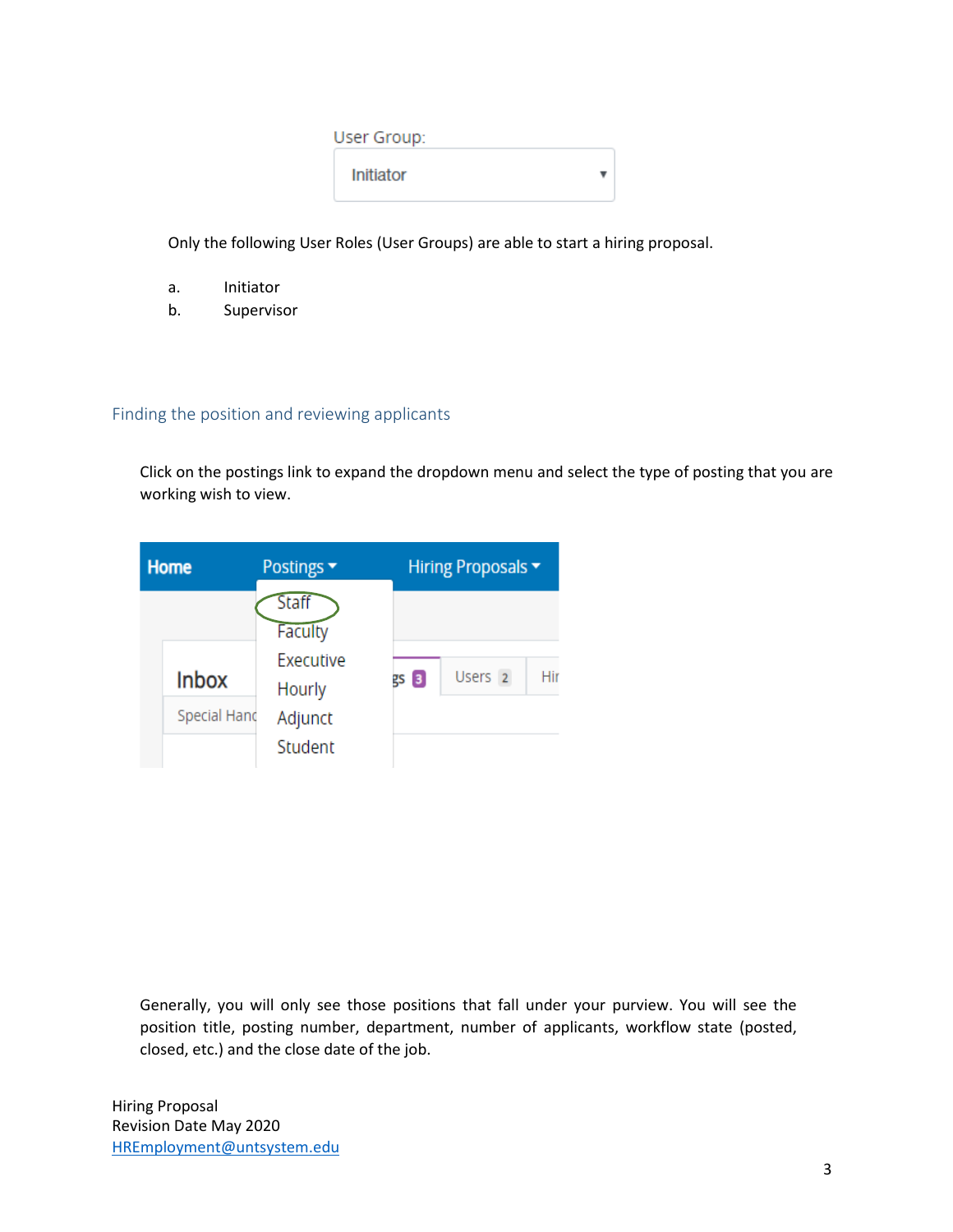Only the following User Roles (User Groups) are able to start a hiring proposal.

a. Initiator
b. Supervisor

## Finding the position and reviewing applicants

Click on the postings link to expand the dropdown menu and select the type of posting that you are working wish to view.

Generally, you will only see those positions that fall under your purview. You will see the position title, posting number, department, number of applicants, workflow state (posted, closed, etc.) and the close date of the job.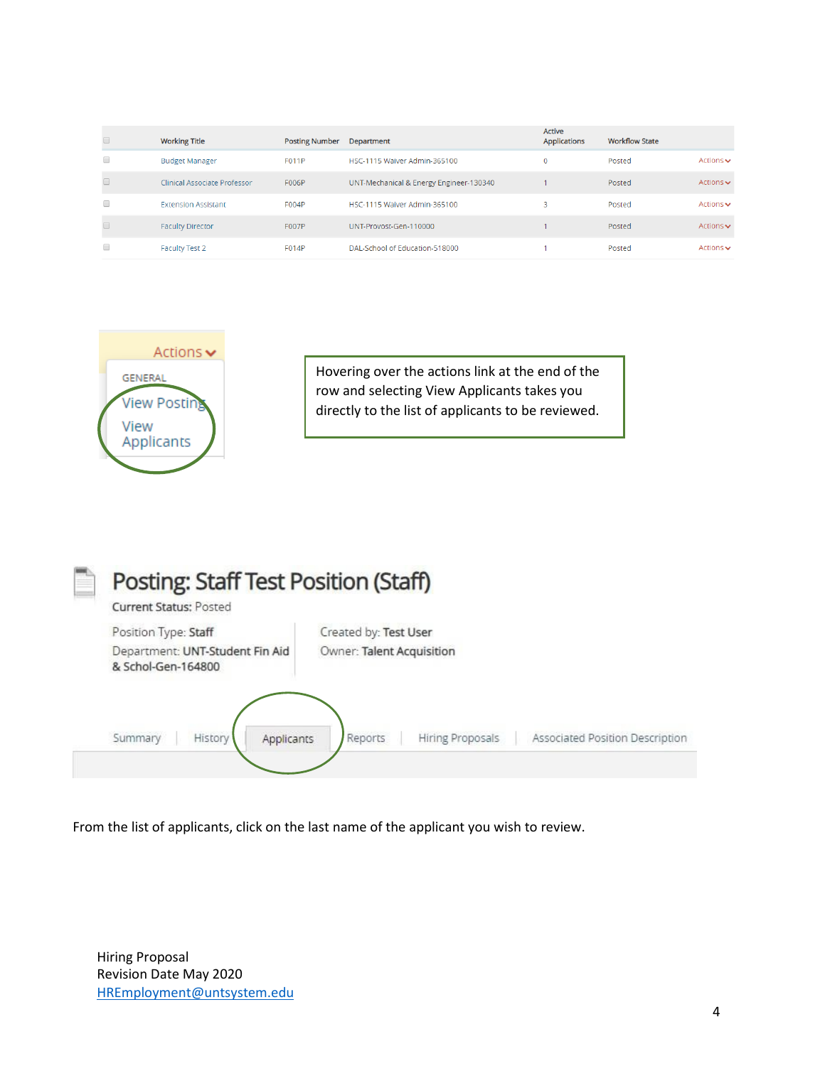| | Working Title | Posting Number | Department | Active Applications | Workflow State | |
|---|---|---|---|---|---|---|
| | Budget Manager | F011P | HSC-1115 Waiver Admin-365100 | 0 | Posted | Actions |
| | Clinical Associate Professor | F006P | UNT-Mechanical & Energy Engineer-130340 | 1 | Posted | Actions |
| | Extension Assistant | F004P | HSC-1115 Waiver Admin-365100 | 3 | Posted | Actions |
| | Faculty Director | F007P | UNT-Provost-Gen-110000 | 1 | Posted | Actions |
| | Faculty Test 2 | F014P | DAL-School of Education-518000 | 1 | Posted | Actions |

Actions

GENERAL

View Posting

View Applicants

Hovering over the actions link at the end of the row and selecting View Applicants takes you directly to the list of applicants to be reviewed.

**Posting: Staff Test Position (Staff)**

Current Status: Posted

Position Type: Staff
Department: UNT-Student Fin Aid & Schol-Gen-164800

Created by: Test User
Owner: Talent Acquisition

Summary | History | Applicants | Reports | Hiring Proposals | Associated Position Description

From the list of applicants, click on the last name of the applicant you wish to review.

Hiring Proposal
Revision Date May 2020
HREmployment@untsystem.edu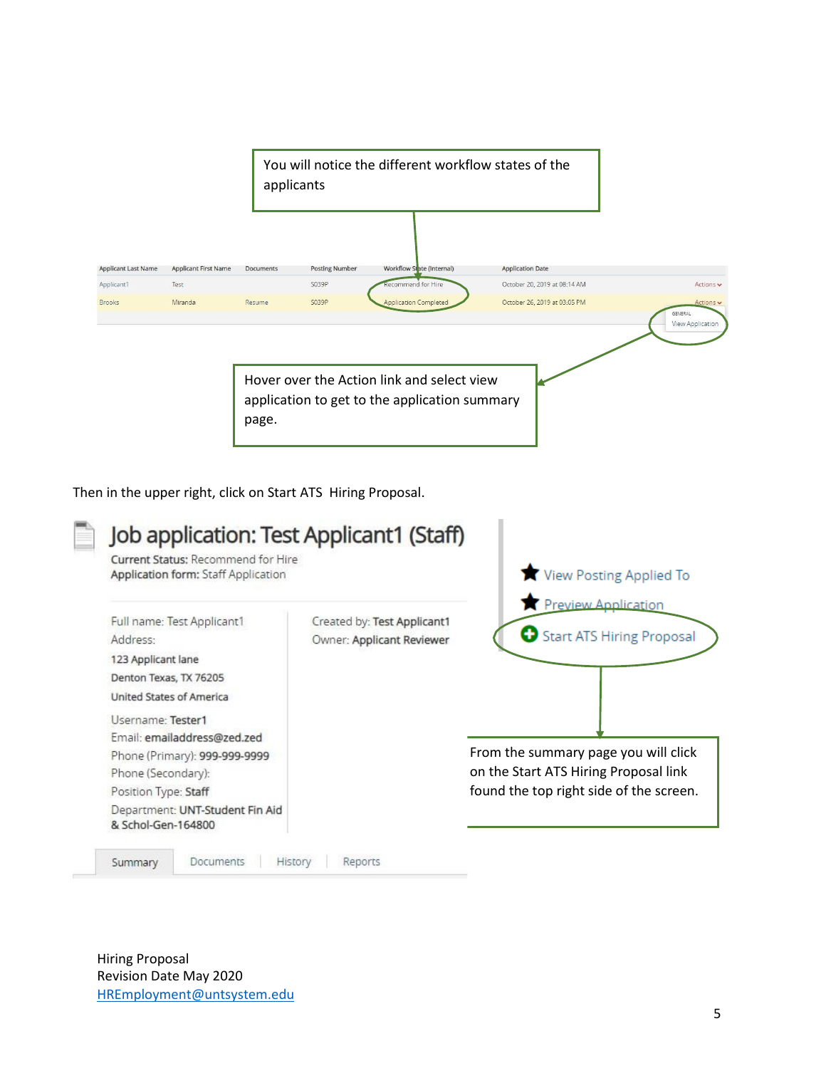You will notice the different workflow states of the applicants

| Applicant Last Name | Applicant First Name | Documents | Posting Number | Workflow State (Internal) | Application Date | |
|---|---|---|---|---|---|---|
| Applicant1 | Test | | S039P | Recommend for Hire | October 20, 2019 at 08:14 AM | Actions |
| Brooks | Miranda | Resume | S039P | Application Completed | October 26, 2019 at 03:05 PM | Actions |

GENERAL
View Application

Hover over the Action link and select view application to get to the application summary page.

Then in the upper right, click on Start ATS Hiring Proposal.

# Job application: Test Applicant1 (Staff)

**Current Status:** Recommend for Hire
**Application form:** Staff Application

Full name: Test Applicant1
Address:
123 Applicant lane
Denton Texas, TX 76205
United States of America

Username: Tester1
Email: emailaddress@zed.zed
Phone (Primary): 999-999-9999
Phone (Secondary):
Position Type: Staff
Department: UNT-Student Fin Aid & Schol-Gen-164800

Created by: Test Applicant1
Owner: Applicant Reviewer

Summary | Documents | History | Reports

- View Posting Applied To
- Preview Application
- Start ATS Hiring Proposal

From the summary page you will click on the Start ATS Hiring Proposal link found the top right side of the screen.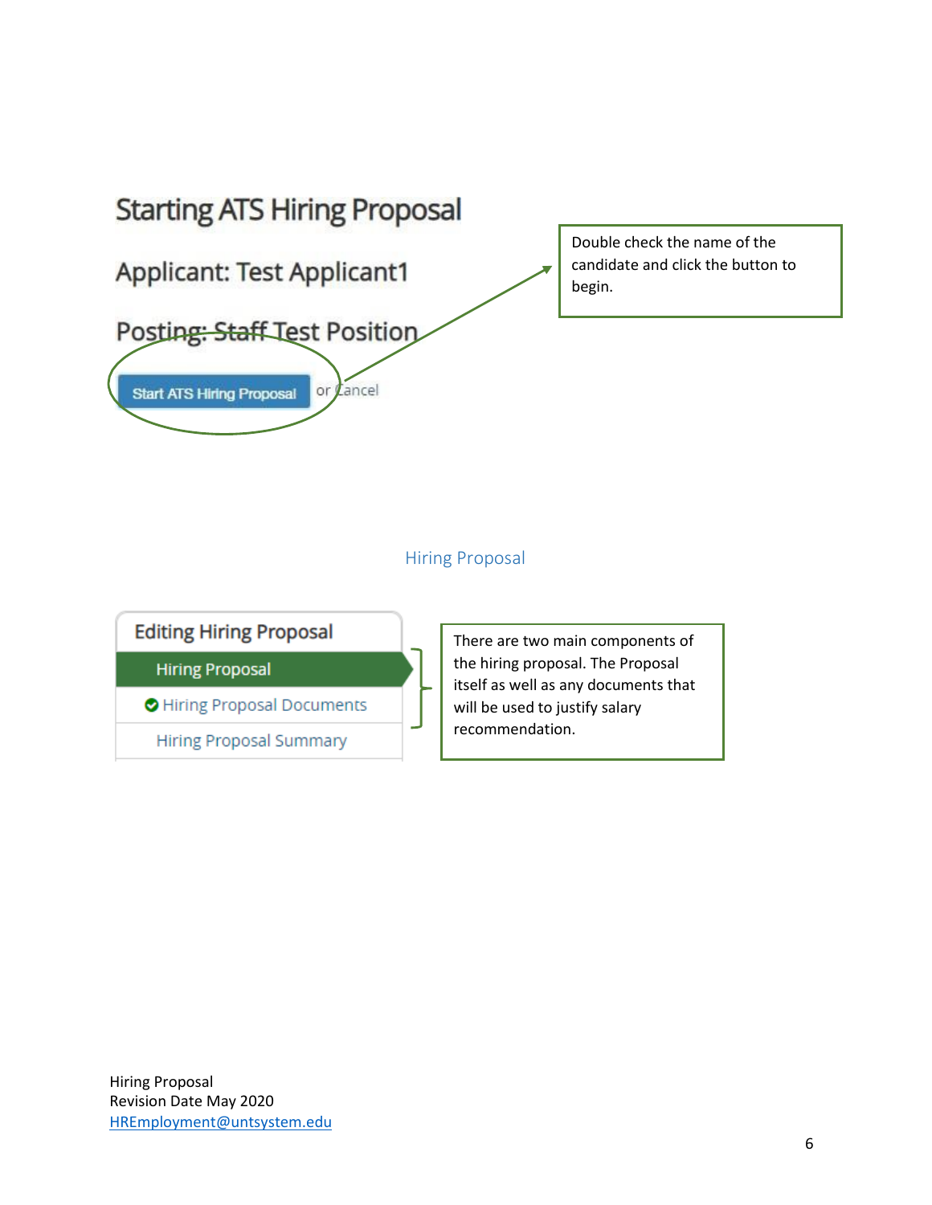Starting ATS Hiring Proposal

Applicant: Test Applicant1

Posting: Staff Test Position

Start ATS Hiring Proposal or Cancel

Double check the name of the candidate and click the button to begin.

## Hiring Proposal

Editing Hiring Proposal

- Hiring Proposal
- Hiring Proposal Documents
- Hiring Proposal Summary

There are two main components of the hiring proposal. The Proposal itself as well as any documents that will be used to justify salary recommendation.

Hiring Proposal
Revision Date May 2020
HREmployment@untsystem.edu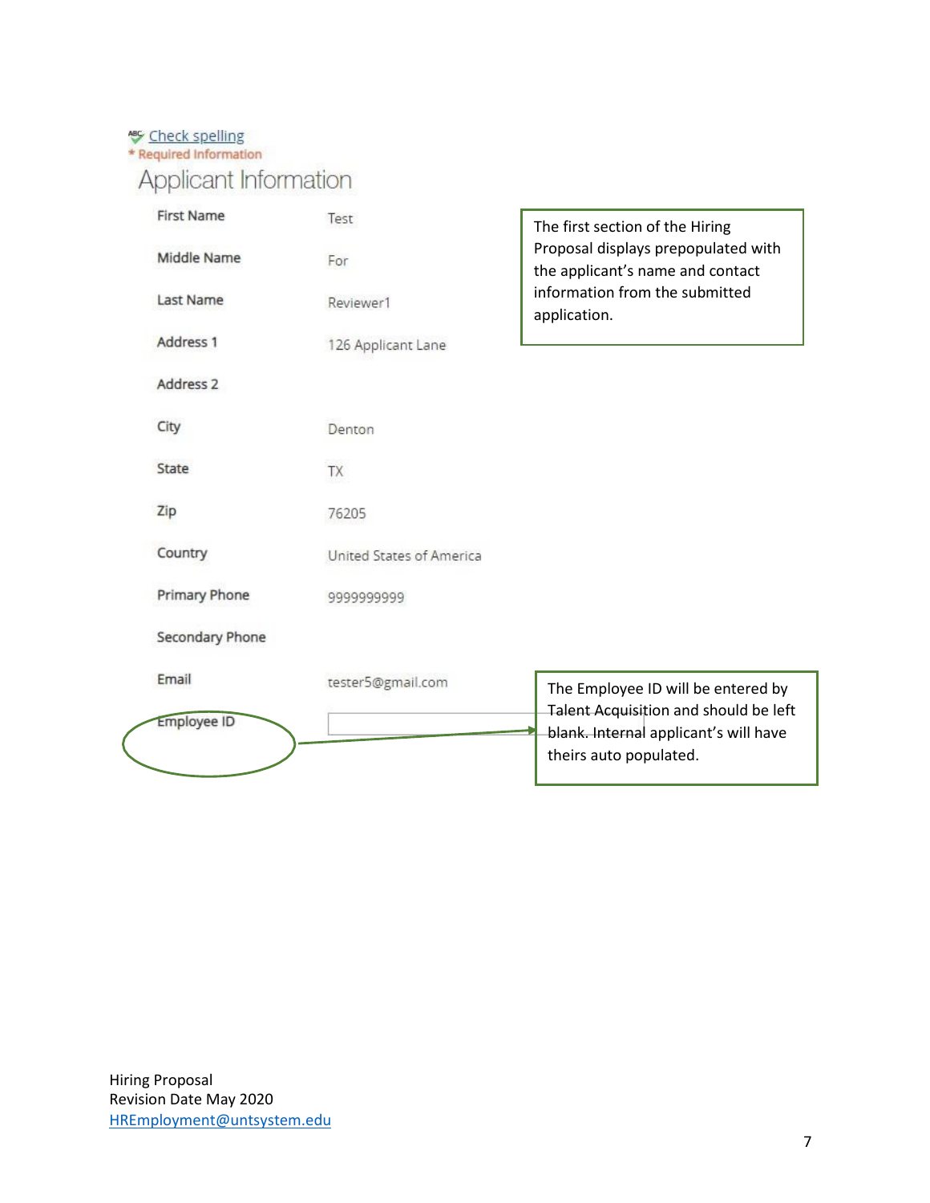Check spelling

\* Required Information

## Applicant Information

| | |
|---|---|
| First Name | Test |
| Middle Name | For |
| Last Name | Reviewer1 |
| Address 1 | 126 Applicant Lane |
| Address 2 | |
| City | Denton |
| State | TX |
| Zip | 76205 |
| Country | United States of America |
| Primary Phone | 9999999999 |
| Secondary Phone | |
| Email | tester5@gmail.com |
| Employee ID | |

The first section of the Hiring Proposal displays prepopulated with the applicant's name and contact information from the submitted application.

The Employee ID will be entered by Talent Acquisition and should be left blank. Internal applicant's will have theirs auto populated.

Hiring Proposal
Revision Date May 2020
HREmployment@untsystem.edu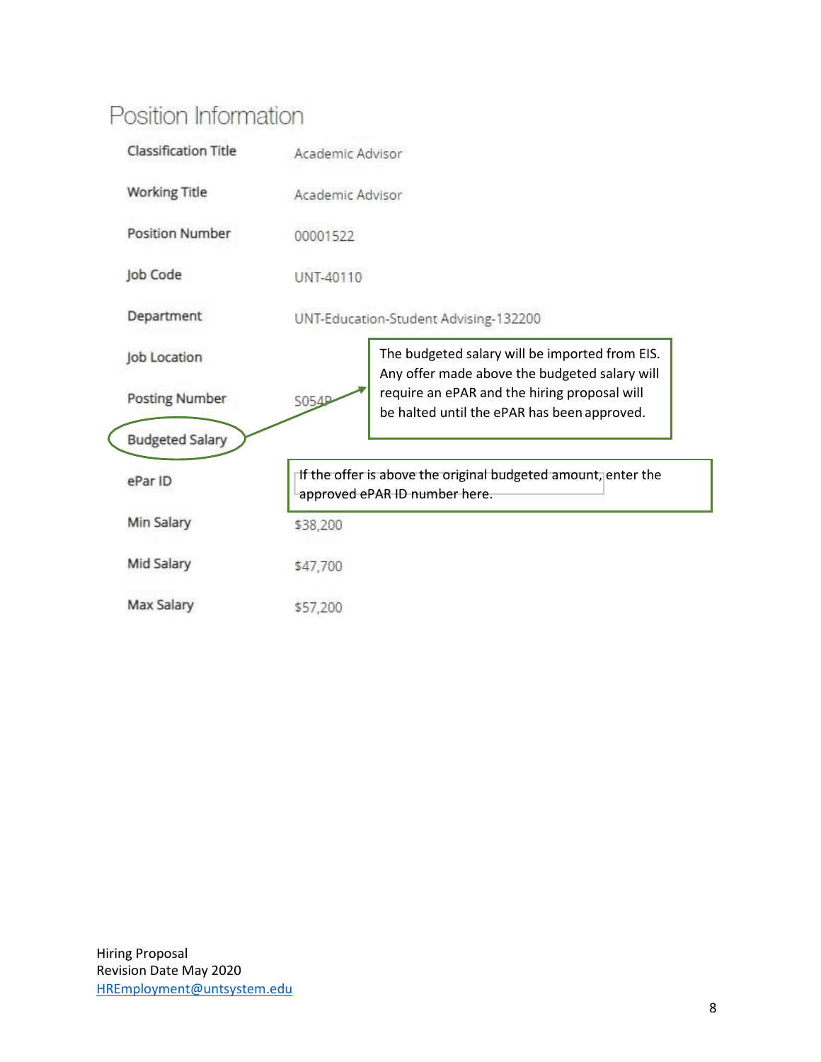## Position Information

| | |
|---|---|
| Classification Title | Academic Advisor |
| Working Title | Academic Advisor |
| Position Number | 00001522 |
| Job Code | UNT-40110 |
| Department | UNT-Education-Student Advising-132200 |
| Job Location | |
| Posting Number | S054P |
| Budgeted Salary | |
| ePar ID | |
| Min Salary | $38,200 |
| Mid Salary | $47,700 |
| Max Salary | $57,200 |

The budgeted salary will be imported from EIS. Any offer made above the budgeted salary will require an ePAR and the hiring proposal will be halted until the ePAR has been approved.

If the offer is above the original budgeted amount, enter the approved ePAR ID number here.

Hiring Proposal
Revision Date May 2020
HREmployment@untsystem.edu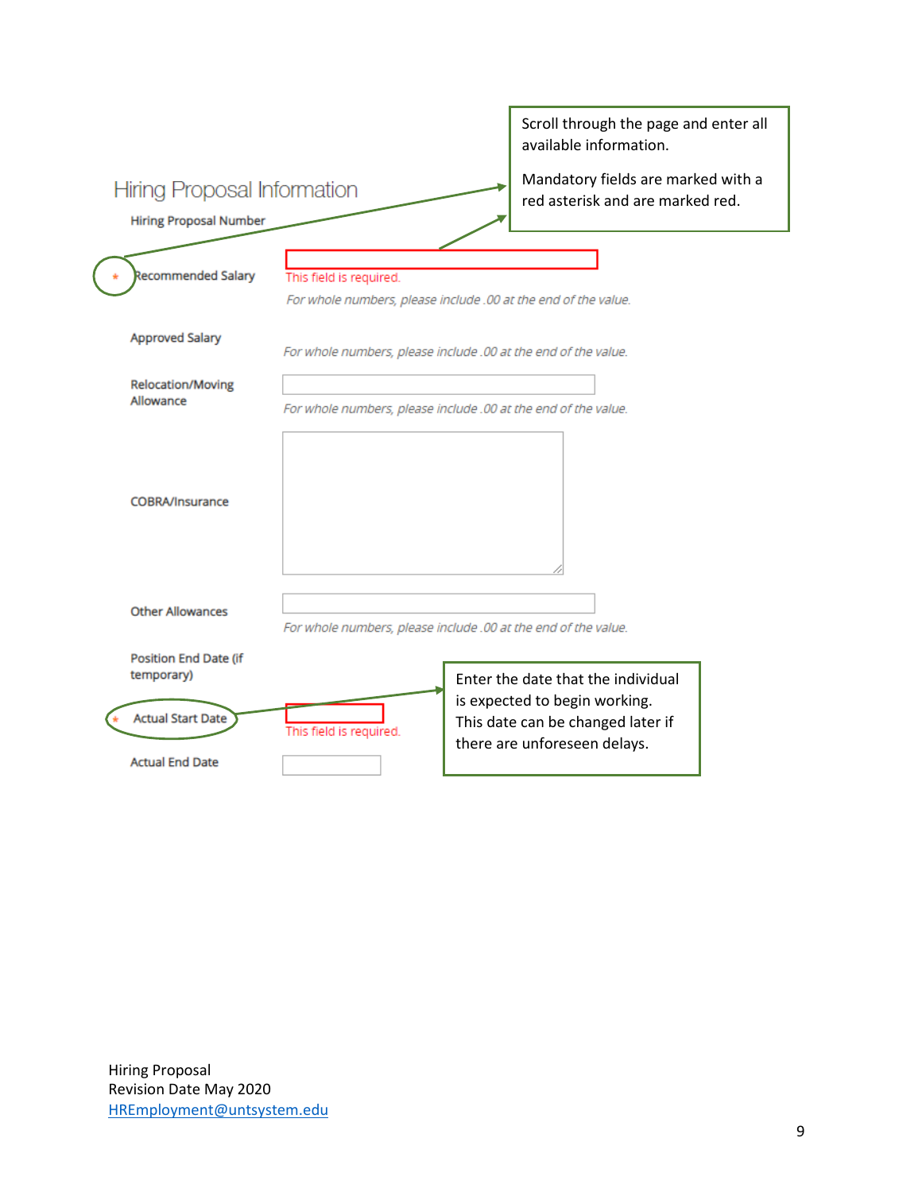Scroll through the page and enter all available information.

Mandatory fields are marked with a red asterisk and are marked red.

## Hiring Proposal Information

Hiring Proposal Number

\* Recommended Salary

This field is required.

*For whole numbers, please include .00 at the end of the value.*

Approved Salary

*For whole numbers, please include .00 at the end of the value.*

Relocation/Moving Allowance

*For whole numbers, please include .00 at the end of the value.*

COBRA/Insurance

Other Allowances

*For whole numbers, please include .00 at the end of the value.*

Position End Date (if temporary)

\* Actual Start Date

This field is required.

Actual End Date

Enter the date that the individual is expected to begin working. This date can be changed later if there are unforeseen delays.

Hiring Proposal
Revision Date May 2020
HREmployment@untsystem.edu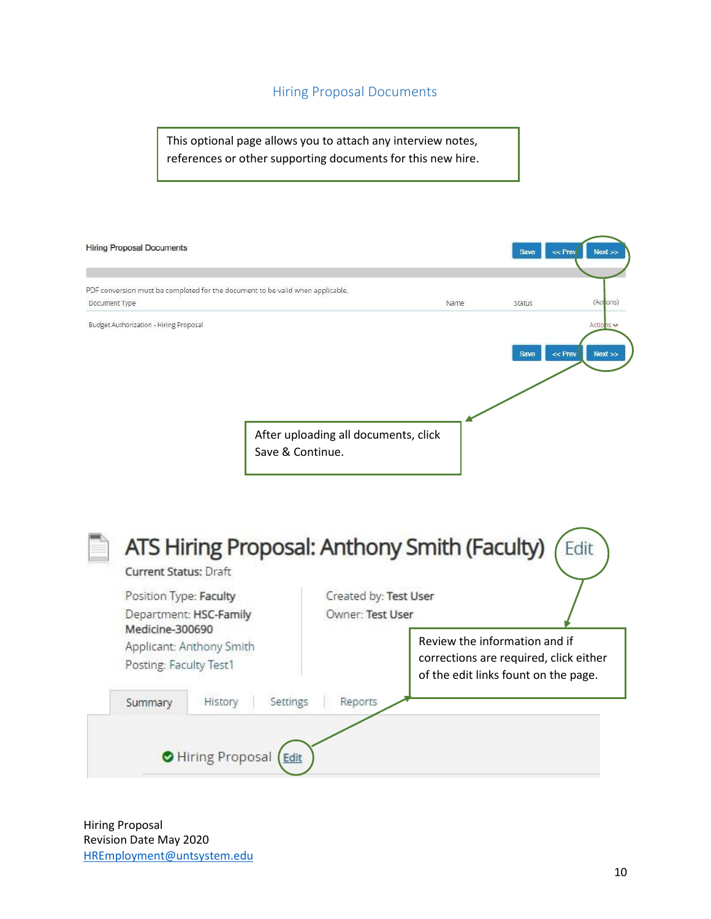## Hiring Proposal Documents

This optional page allows you to attach any interview notes, references or other supporting documents for this new hire.

Hiring Proposal Documents

Save | << Prev | Next >>

PDF conversion must be completed for the document to be valid when applicable.

| Document Type | Name | Status | (Actions) |
|---|---|---|---|
| Budget Authorization - Hiring Proposal | | | Actions |

Save | << Prev | Next >>

After uploading all documents, click Save & Continue.

# ATS Hiring Proposal: Anthony Smith (Faculty)

Edit

Current Status: Draft

Position Type: Faculty
Department: HSC-Family Medicine-300690
Applicant: Anthony Smith
Posting: Faculty Test1

Created by: Test User
Owner: Test User

Review the information and if corrections are required, click either of the edit links fount on the page.

Summary | History | Settings | Reports

Hiring Proposal Edit

Hiring Proposal
Revision Date May 2020
HREmployment@untsystem.edu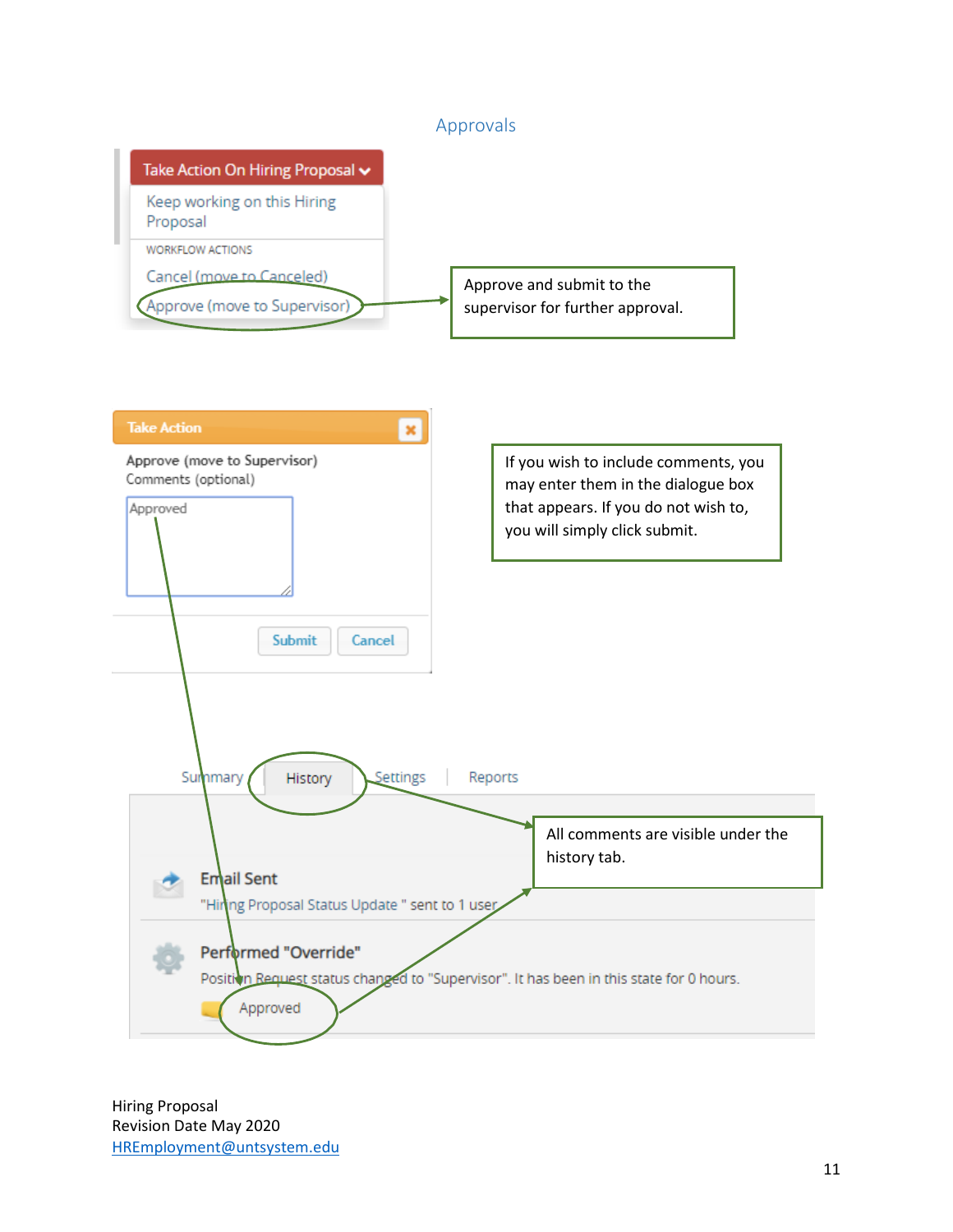## Approvals

Take Action On Hiring Proposal

Keep working on this Hiring Proposal

WORKFLOW ACTIONS

Cancel (move to Canceled)

Approve (move to Supervisor)

Approve and submit to the supervisor for further approval.

Take Action

Approve (move to Supervisor)

Comments (optional)

Approved

Submit Cancel

If you wish to include comments, you may enter them in the dialogue box that appears. If you do not wish to, you will simply click submit.

Summary | History | Settings | Reports

All comments are visible under the history tab.

**Email Sent**

"Hiring Proposal Status Update " sent to 1 user

**Performed "Override"**

Position Request status changed to "Supervisor". It has been in this state for 0 hours.

Approved

Hiring Proposal
Revision Date May 2020
HREmployment@untsystem.edu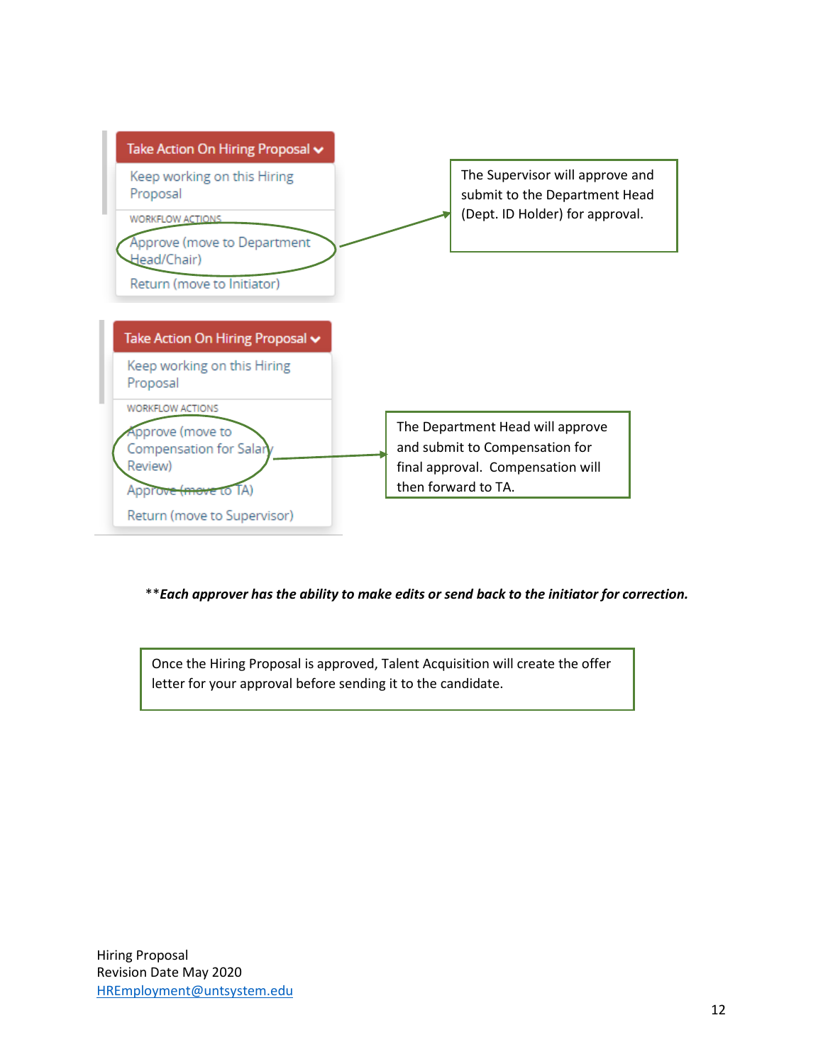Take Action On Hiring Proposal

Keep working on this Hiring Proposal

WORKFLOW ACTIONS

Approve (move to Department Head/Chair)

Return (move to Initiator)

The Supervisor will approve and submit to the Department Head (Dept. ID Holder) for approval.

Take Action On Hiring Proposal

Keep working on this Hiring Proposal

WORKFLOW ACTIONS

Approve (move to Compensation for Salary Review)

~~Approve (move to TA)~~

Return (move to Supervisor)

The Department Head will approve and submit to Compensation for final approval. Compensation will then forward to TA.

**\*\*Each approver has the ability to make edits or send back to the initiator for correction.***

Once the Hiring Proposal is approved, Talent Acquisition will create the offer letter for your approval before sending it to the candidate.

Hiring Proposal
Revision Date May 2020
HREmployment@untsystem.edu